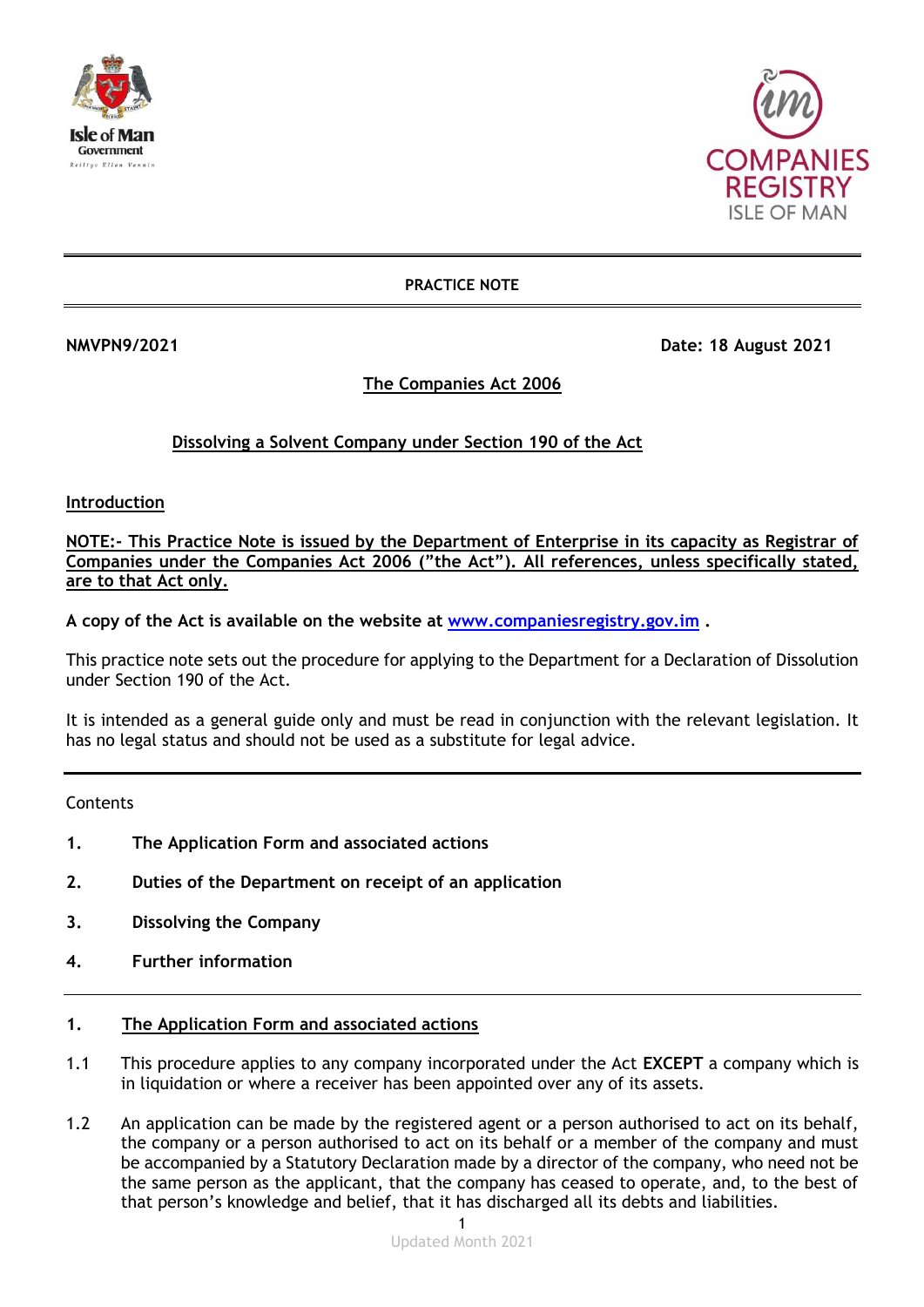**PRACTICE NOTE**

**NMVPN9/2021** **Date: 18 August 2021**

## The Companies Act 2006

## Dissolving a Solvent Company under Section 190 of the Act

### Introduction

**NOTE:- This Practice Note is issued by the Department of Enterprise in its capacity as Registrar of Companies under the Companies Act 2006 ("the Act"). All references, unless specifically stated, are to that Act only.**

**A copy of the Act is available on the website at [www.companiesregistry.gov.im](http://www.companiesregistry.gov.im) .**

This practice note sets out the procedure for applying to the Department for a Declaration of Dissolution under Section 190 of the Act.

It is intended as a general guide only and must be read in conjunction with the relevant legislation. It has no legal status and should not be used as a substitute for legal advice.

---

Contents

1. **The Application Form and associated actions**
2. **Duties of the Department on receipt of an application**
3. **Dissolving the Company**
4. **Further information**

---

### 1. The Application Form and associated actions

1.1 This procedure applies to any company incorporated under the Act **EXCEPT** a company which is in liquidation or where a receiver has been appointed over any of its assets.

1.2 An application can be made by the registered agent or a person authorised to act on its behalf, the company or a person authorised to act on its behalf or a member of the company and must be accompanied by a Statutory Declaration made by a director of the company, who need not be the same person as the applicant, that the company has ceased to operate, and, to the best of that person's knowledge and belief, that it has discharged all its debts and liabilities.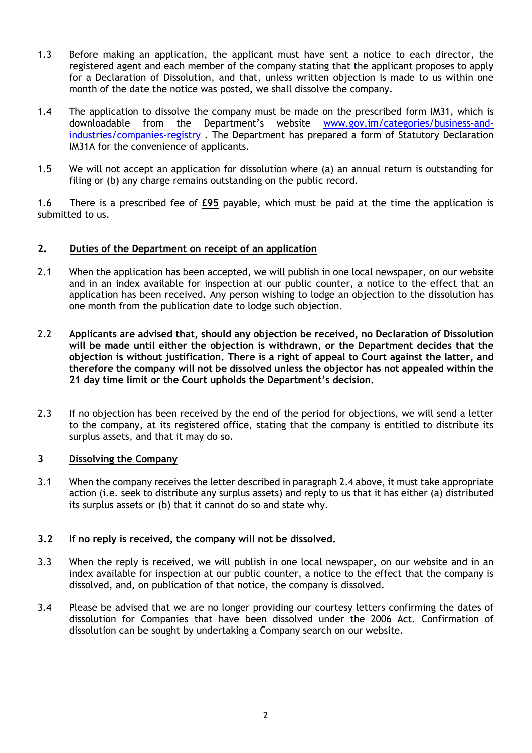1.3 Before making an application, the applicant must have sent a notice to each director, the registered agent and each member of the company stating that the applicant proposes to apply for a Declaration of Dissolution, and that, unless written objection is made to us within one month of the date the notice was posted, we shall dissolve the company.

1.4 The application to dissolve the company must be made on the prescribed form IM31, which is downloadable from the Department's website [www.gov.im/categories/business-and-industries/companies-registry](www.gov.im/categories/business-and-industries/companies-registry) . The Department has prepared a form of Statutory Declaration IM31A for the convenience of applicants.

1.5 We will not accept an application for dissolution where (a) an annual return is outstanding for filing or (b) any charge remains outstanding on the public record.

1.6 There is a prescribed fee of **£95** payable, which must be paid at the time the application is submitted to us.

## 2. Duties of the Department on receipt of an application

2.1 When the application has been accepted, we will publish in one local newspaper, on our website and in an index available for inspection at our public counter, a notice to the effect that an application has been received. Any person wishing to lodge an objection to the dissolution has one month from the publication date to lodge such objection.

2.2 **Applicants are advised that, should any objection be received, no Declaration of Dissolution will be made until either the objection is withdrawn, or the Department decides that the objection is without justification. There is a right of appeal to Court against the latter, and therefore the company will not be dissolved unless the objector has not appealed within the 21 day time limit or the Court upholds the Department's decision.**

2.3 If no objection has been received by the end of the period for objections, we will send a letter to the company, at its registered office, stating that the company is entitled to distribute its surplus assets, and that it may do so.

## 3 Dissolving the Company

3.1 When the company receives the letter described in paragraph 2.4 above, it must take appropriate action (i.e. seek to distribute any surplus assets) and reply to us that it has either (a) distributed its surplus assets or (b) that it cannot do so and state why.

**3.2 If no reply is received, the company will not be dissolved.**

3.3 When the reply is received, we will publish in one local newspaper, on our website and in an index available for inspection at our public counter, a notice to the effect that the company is dissolved, and, on publication of that notice, the company is dissolved.

3.4 Please be advised that we are no longer providing our courtesy letters confirming the dates of dissolution for Companies that have been dissolved under the 2006 Act. Confirmation of dissolution can be sought by undertaking a Company search on our website.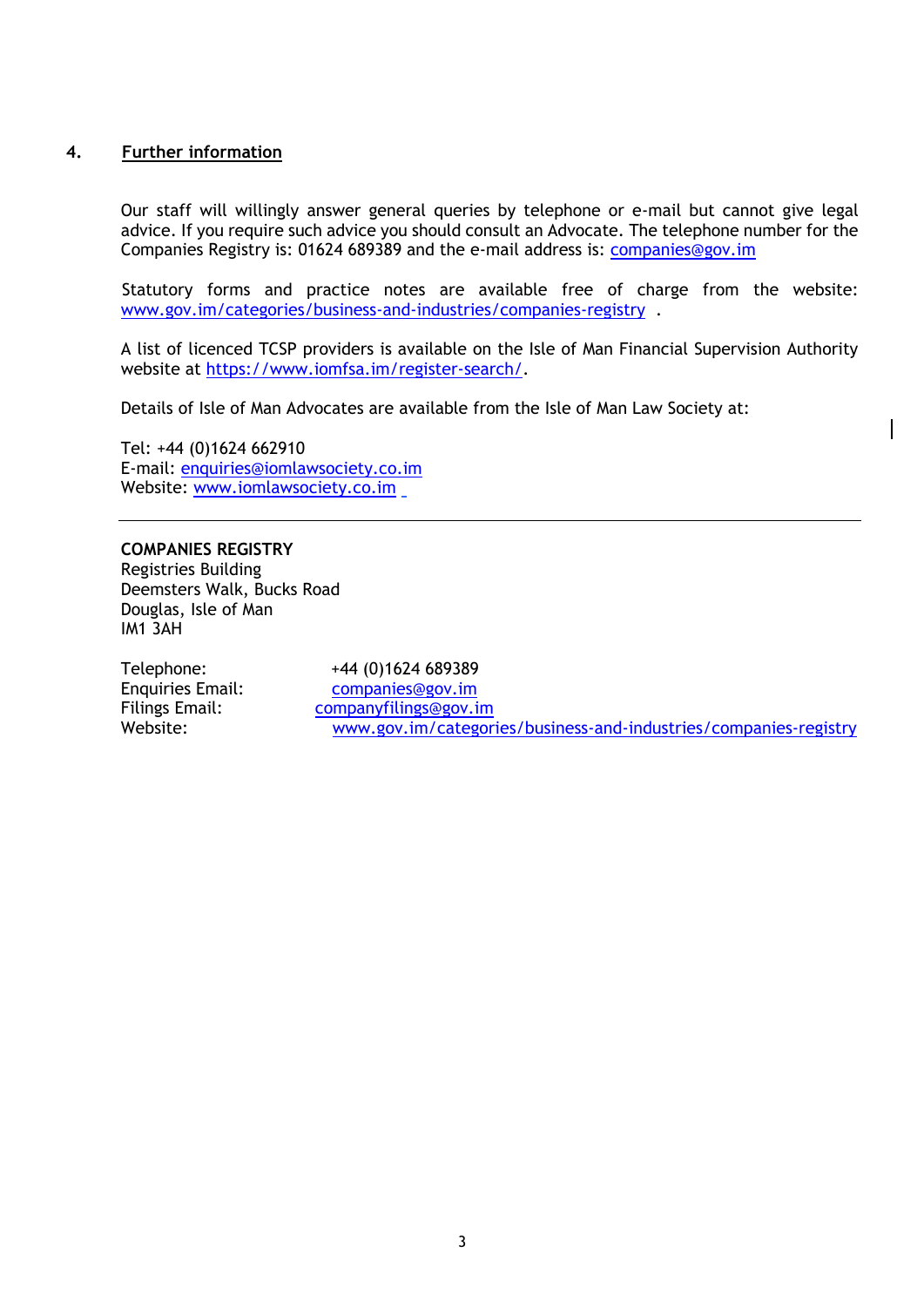## 4. Further information

Our staff will willingly answer general queries by telephone or e-mail but cannot give legal advice. If you require such advice you should consult an Advocate. The telephone number for the Companies Registry is: 01624 689389 and the e-mail address is: companies@gov.im

Statutory forms and practice notes are available free of charge from the website: www.gov.im/categories/business-and-industries/companies-registry .

A list of licenced TCSP providers is available on the Isle of Man Financial Supervision Authority website at https://www.iomfsa.im/register-search/.

Details of Isle of Man Advocates are available from the Isle of Man Law Society at:

Tel: +44 (0)1624 662910
E-mail: enquiries@iomlawsociety.co.im
Website: www.iomlawsociety.co.im

---

**COMPANIES REGISTRY**
Registries Building
Deemsters Walk, Bucks Road
Douglas, Isle of Man
IM1 3AH

| | |
|---|---|
| Telephone: | +44 (0)1624 689389 |
| Enquiries Email: | companies@gov.im |
| Filings Email: | companyfilings@gov.im |
| Website: | www.gov.im/categories/business-and-industries/companies-registry |